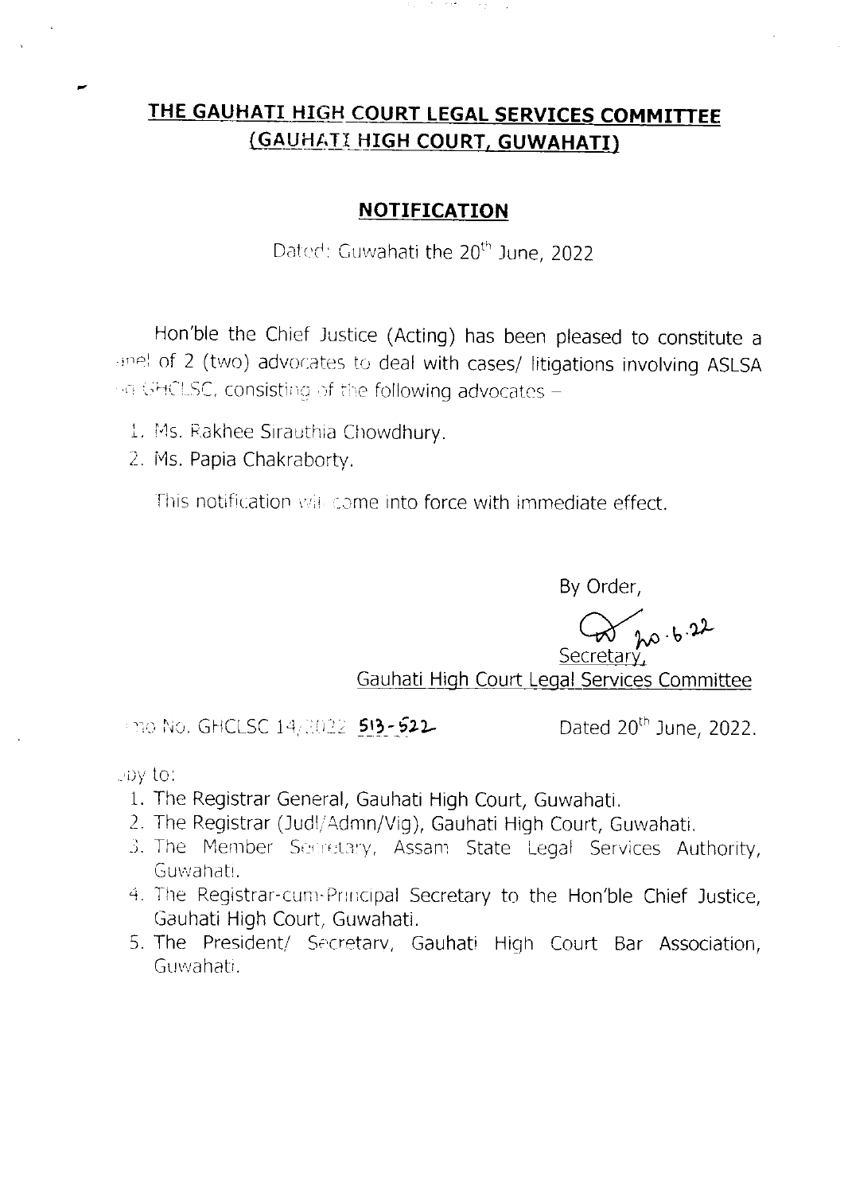# THE GAUHATI HIGH COURT LEGAL SERVICES COMMITTEE
## (GAUHATI HIGH COURT, GUWAHATI)

### NOTIFICATION

Dated: Guwahati the 20th June, 2022

Hon'ble the Chief Justice (Acting) has been pleased to constitute a panel of 2 (two) advocates to deal with cases/ litigations involving ASLSA on GHCLSC, consisting of the following advocates –

1. Ms. Rakhee Sirauthia Chowdhury.
2. Ms. Papia Chakraborty.

This notification will come into force with immediate effect.

By Order,

20.6.22

Secretary,
Gauhati High Court Legal Services Committee

Memo No. GHCLSC 14/2022 513-522 Dated 20th June, 2022.

Copy to:

1. The Registrar General, Gauhati High Court, Guwahati.
2. The Registrar (Judl/Admn/Vig), Gauhati High Court, Guwahati.
3. The Member Secretary, Assam State Legal Services Authority, Guwahati.
4. The Registrar-cum-Principal Secretary to the Hon'ble Chief Justice, Gauhati High Court, Guwahati.
5. The President/ Secretary, Gauhati High Court Bar Association, Guwahati.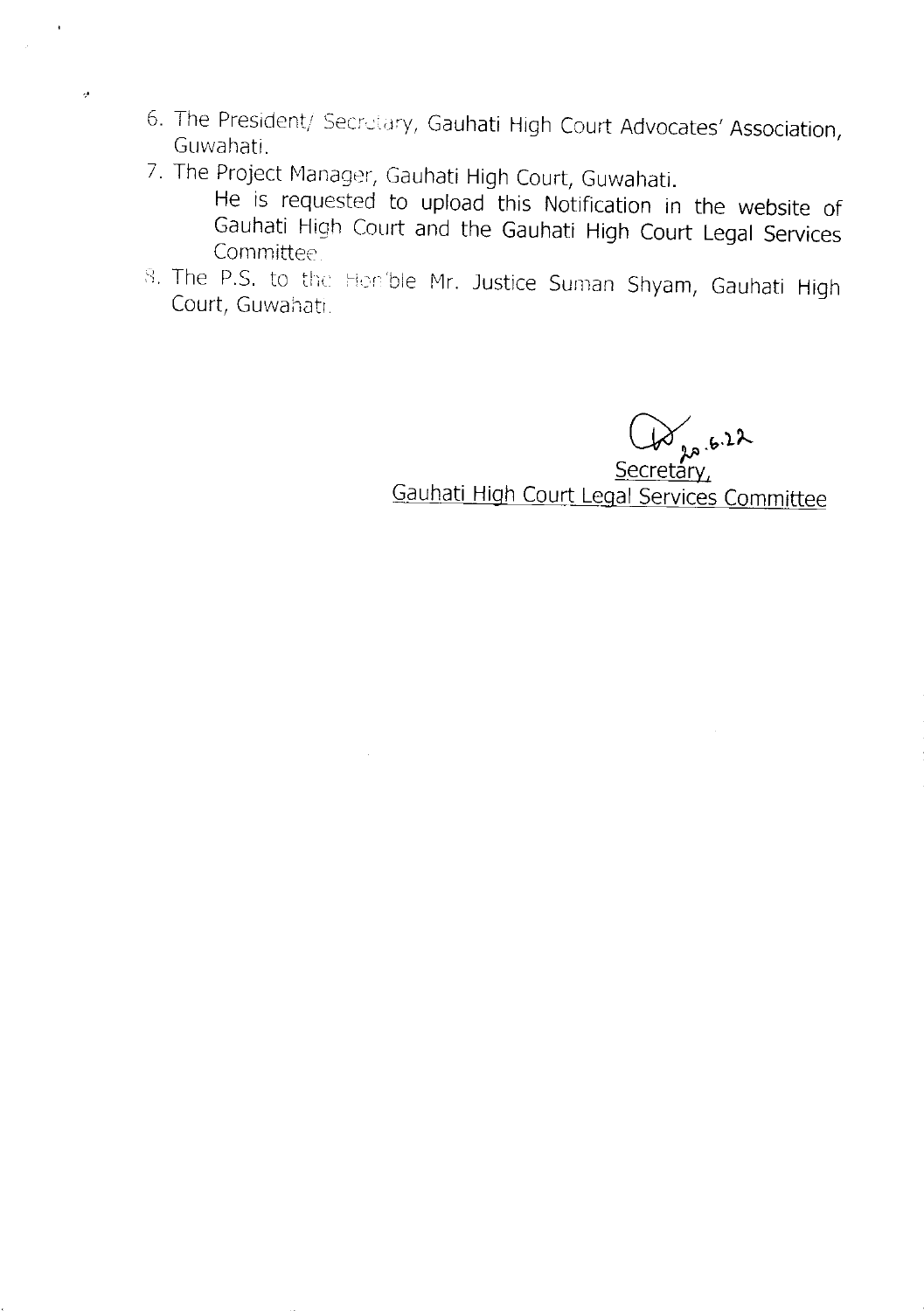6. The President/ Secretary, Gauhati High Court Advocates' Association, Guwahati.
7. The Project Manager, Gauhati High Court, Guwahati.
   He is requested to upload this Notification in the website of Gauhati High Court and the Gauhati High Court Legal Services Committee.
8. The P.S. to the Hon'ble Mr. Justice Suman Shyam, Gauhati High Court, Guwahati.

20.6.22

Secretary,
Gauhati High Court Legal Services Committee